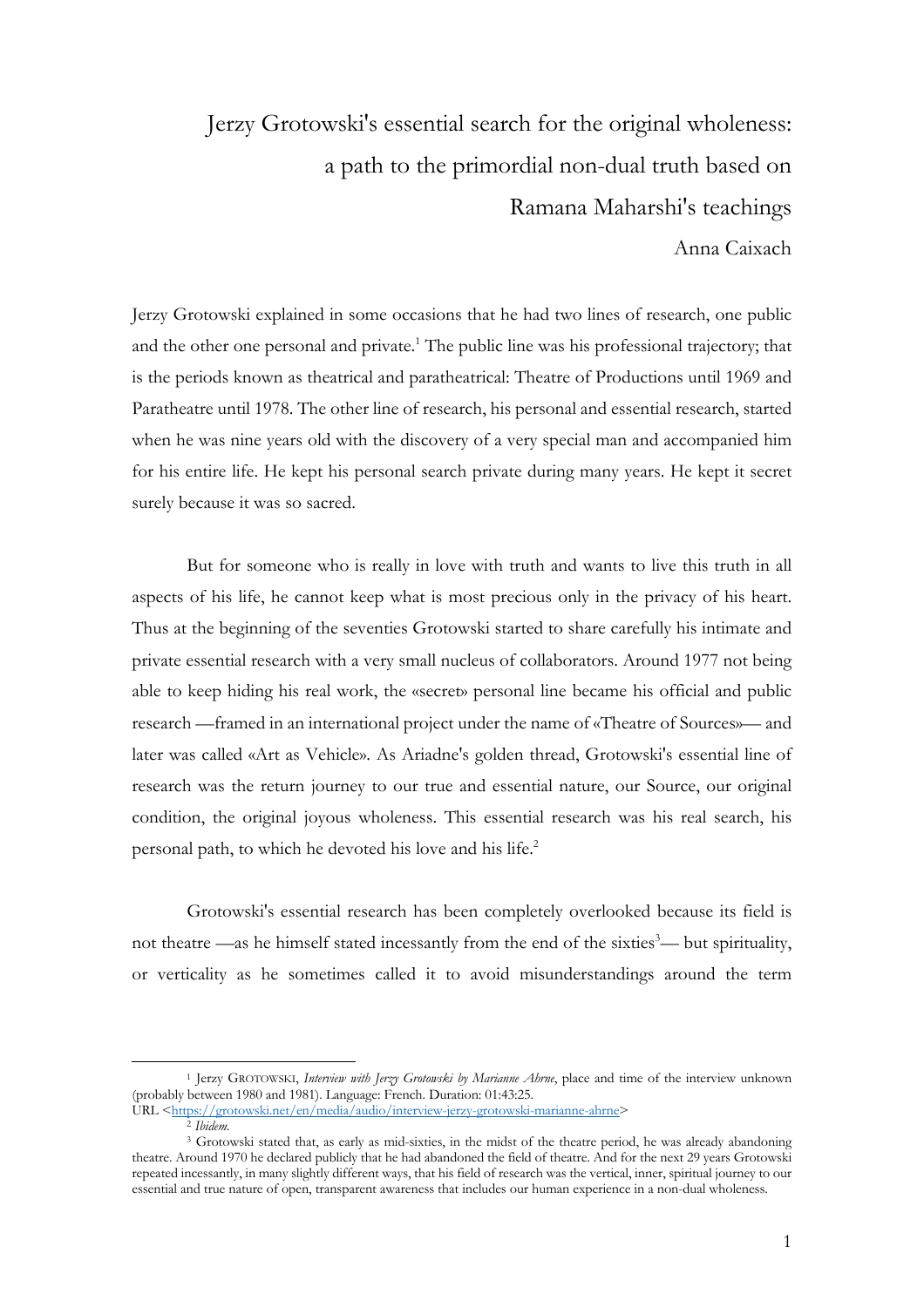# Jerzy Grotowski's essential search for the original wholeness: a path to the primordial non-dual truth based on Ramana Maharshi's teachings

Anna Caixach

Jerzy Grotowski explained in some occasions that he had two lines of research, one public and the other one personal and private.[1] The public line was his professional trajectory; that is the periods known as theatrical and paratheatrical: Theatre of Productions until 1969 and Paratheatre until 1978. The other line of research, his personal and essential research, started when he was nine years old with the discovery of a very special man and accompanied him for his entire life. He kept his personal search private during many years. He kept it secret surely because it was so sacred.

But for someone who is really in love with truth and wants to live this truth in all aspects of his life, he cannot keep what is most precious only in the privacy of his heart. Thus at the beginning of the seventies Grotowski started to share carefully his intimate and private essential research with a very small nucleus of collaborators. Around 1977 not being able to keep hiding his real work, the «secret» personal line became his official and public research —framed in an international project under the name of «Theatre of Sources»— and later was called «Art as Vehicle». As Ariadne's golden thread, Grotowski's essential line of research was the return journey to our true and essential nature, our Source, our original condition, the original joyous wholeness. This essential research was his real search, his personal path, to which he devoted his love and his life.[2]

Grotowski's essential research has been completely overlooked because its field is not theatre —as he himself stated incessantly from the end of the sixties[3]— but spirituality, or verticality as he sometimes called it to avoid misunderstandings around the term

---

[1] Jerzy GROTOWSKI, *Interview with Jerzy Grotowski by Marianne Ahrne*, place and time of the interview unknown (probably between 1980 and 1981). Language: French. Duration: 01:43:25. URL <https://grotowski.net/en/media/audio/interview-jerzy-grotowski-marianne-ahrne>

[2] *Ibidem.*

[3] Grotowski stated that, as early as mid-sixties, in the midst of the theatre period, he was already abandoning theatre. Around 1970 he declared publicly that he had abandoned the field of theatre. And for the next 29 years Grotowski repeated incessantly, in many slightly different ways, that his field of research was the vertical, inner, spiritual journey to our essential and true nature of open, transparent awareness that includes our human experience in a non-dual wholeness.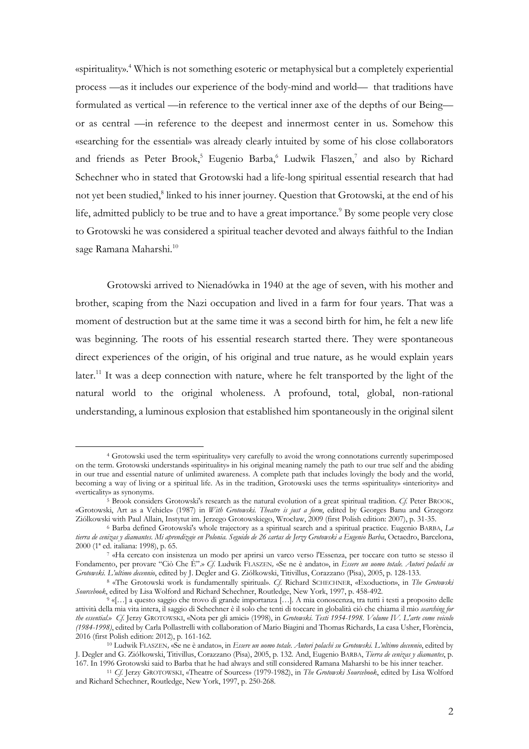«spirituality».[4] Which is not something esoteric or metaphysical but a completely experiential process —as it includes our experience of the body-mind and world— that traditions have formulated as vertical —in reference to the vertical inner axe of the depths of our Being— or as central —in reference to the deepest and innermost center in us. Somehow this «searching for the essential» was already clearly intuited by some of his close collaborators and friends as Peter Brook,[5] Eugenio Barba,[6] Ludwik Flaszen,[7] and also by Richard Schechner who in stated that Grotowski had a life-long spiritual essential research that had not yet been studied,[8] linked to his inner journey. Question that Grotowski, at the end of his life, admitted publicly to be true and to have a great importance.[9] By some people very close to Grotowski he was considered a spiritual teacher devoted and always faithful to the Indian sage Ramana Maharshi.[10]

Grotowski arrived to Nienadówka in 1940 at the age of seven, with his mother and brother, scaping from the Nazi occupation and lived in a farm for four years. That was a moment of destruction but at the same time it was a second birth for him, he felt a new life was beginning. The roots of his essential research started there. They were spontaneous direct experiences of the origin, of his original and true nature, as he would explain years later.[11] It was a deep connection with nature, where he felt transported by the light of the natural world to the original wholeness. A profound, total, global, non-rational understanding, a luminous explosion that established him spontaneously in the original silent

---

[4] Grotowski used the term «spirituality» very carefully to avoid the wrong connotations currently superimposed on the term. Grotowski understands «spirituality» in his original meaning namely the path to our true self and the abiding in our true and essential nature of unlimited awareness. A complete path that includes lovingly the body and the world, becoming a way of living or a spiritual life. As in the tradition, Grotowski uses the terms «spirituality» «interiority» and «verticality» as synonyms.

[5] Brook considers Grotowski's research as the natural evolution of a great spiritual tradition. *Cf.* Peter BROOK, «Grotowski, Art as a Vehicle» (1987) in *With Grotowski. Theatre is just a form*, edited by Georges Banu and Grzegorz Ziólkowski with Paul Allain, Instytut im. Jerzego Grotowskiego, Wrocław, 2009 (first Polish edition: 2007), p. 31-35.

[6] Barba defined Grotowski's whole trajectory as a spiritual search and a spiritual practice. Eugenio BARBA, *La tierra de cenizas y diamantes. Mi aprendizaje en Polonia. Seguido de 26 cartas de Jerzy Grotowski a Eugenio Barba*, Octaedro, Barcelona, 2000 (1ª ed. italiana: 1998), p. 65.

[7] «Ha cercato con insistenza un modo per aprirsi un varco verso l'Essenza, per toccare con tutto se stesso il Fondamento, per provare "Ciò Che È".» *Cf.* Ludwik FLASZEN, «Se ne è andato», in *Essere un uomo totale. Autori polachi su Grotowski. L'ultimo decennio*, edited by J. Degler and G. Ziółkowski, Titivillus, Corazzano (Pisa), 2005, p. 128-133.

[8] «The Grotowski work is fundamentally spiritual». *Cf.* Richard SCHECHNER, «Exoduction», in *The Grotowski Sourcebook*, edited by Lisa Wolford and Richard Schechner, Routledge, New York, 1997, p. 458-492.

[9] «[…] a questo saggio che trovo di grande importanza […]. A mia conoscenza, tra tutti i testi a proposito delle attività della mia vita intera, il saggio di Schechner è il solo che tenti di toccare in globalità ciò che chiamo il mio *searching for the essential*.» *Cf.* Jerzy GROTOWSKI, «Nota per gli amici» (1998), in *Grotowski. Testi 1954-1998. Volume IV. L'arte come veicolo (1984-1998)*, edited by Carla Pollastrelli with collaboration of Mario Biagini and Thomas Richards, La casa Usher, Florència, 2016 (first Polish edition: 2012), p. 161-162.

[10] Ludwik FLASZEN, «Se ne è andato», in *Essere un uomo totale. Autori polachi su Grotowski. L'ultimo decennio*, edited by J. Degler and G. Ziółkowski, Titivillus, Corazzano (Pisa), 2005, p. 132. And, Eugenio BARBA, *Tierra de cenizas y diamantes*, p. 167. In 1996 Grotowski said to Barba that he had always and still considered Ramana Maharshi to be his inner teacher.

[11] *Cf.* Jerzy GROTOWSKI, «Theatre of Sources» (1979-1982), in *The Grotowski Sourcebook*, edited by Lisa Wolford and Richard Schechner, Routledge, New York, 1997, p. 250-268.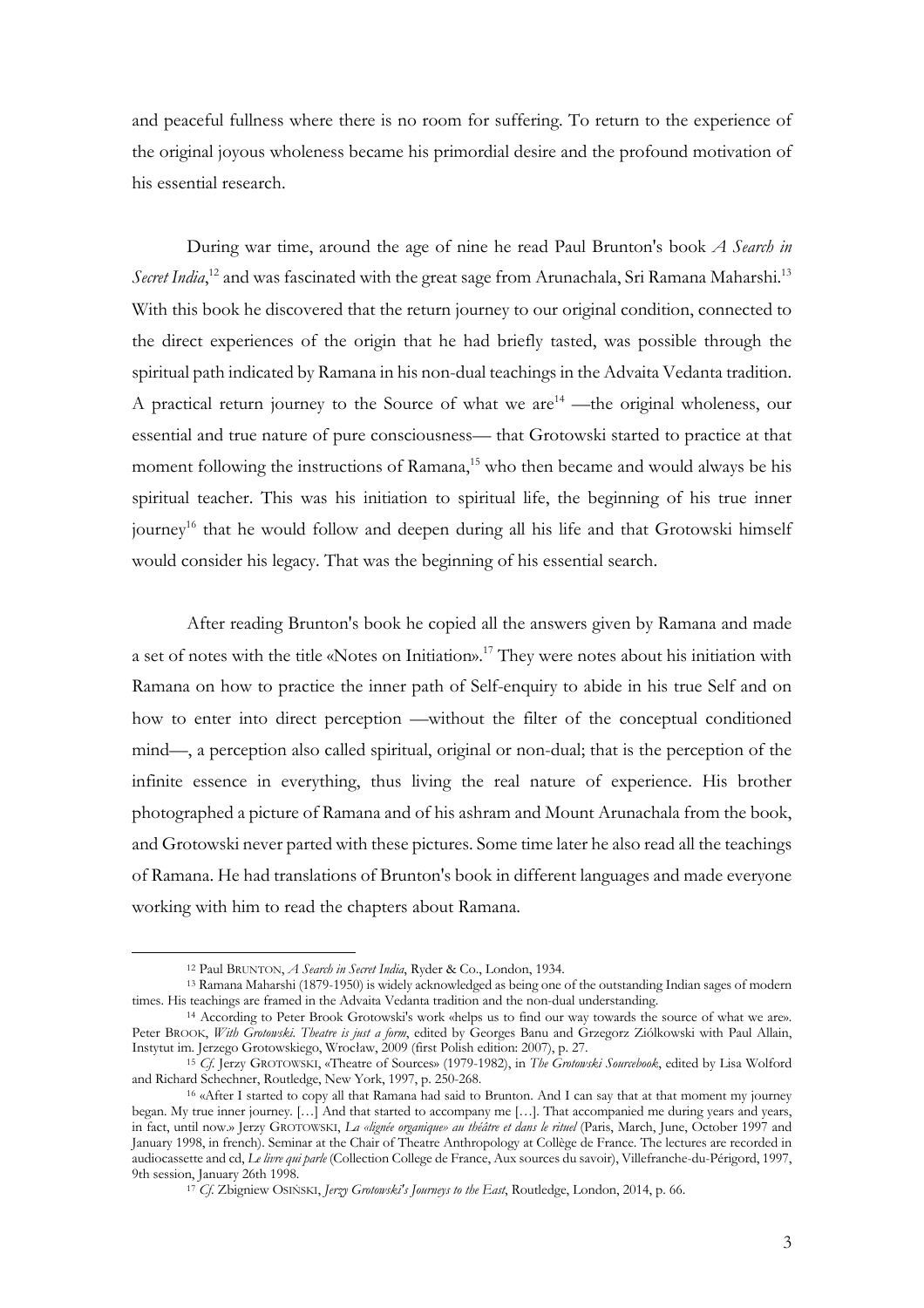and peaceful fullness where there is no room for suffering. To return to the experience of the original joyous wholeness became his primordial desire and the profound motivation of his essential research.

During war time, around the age of nine he read Paul Brunton's book *A Search in Secret India*,[12] and was fascinated with the great sage from Arunachala, Sri Ramana Maharshi.[13] With this book he discovered that the return journey to our original condition, connected to the direct experiences of the origin that he had briefly tasted, was possible through the spiritual path indicated by Ramana in his non-dual teachings in the Advaita Vedanta tradition. A practical return journey to the Source of what we are[14] —the original wholeness, our essential and true nature of pure consciousness— that Grotowski started to practice at that moment following the instructions of Ramana,[15] who then became and would always be his spiritual teacher. This was his initiation to spiritual life, the beginning of his true inner journey[16] that he would follow and deepen during all his life and that Grotowski himself would consider his legacy. That was the beginning of his essential search.

After reading Brunton's book he copied all the answers given by Ramana and made a set of notes with the title «Notes on Initiation».[17] They were notes about his initiation with Ramana on how to practice the inner path of Self-enquiry to abide in his true Self and on how to enter into direct perception —without the filter of the conceptual conditioned mind—, a perception also called spiritual, original or non-dual; that is the perception of the infinite essence in everything, thus living the real nature of experience. His brother photographed a picture of Ramana and of his ashram and Mount Arunachala from the book, and Grotowski never parted with these pictures. Some time later he also read all the teachings of Ramana. He had translations of Brunton's book in different languages and made everyone working with him to read the chapters about Ramana.

---

[12] Paul BRUNTON, *A Search in Secret India*, Ryder & Co., London, 1934.

[13] Ramana Maharshi (1879-1950) is widely acknowledged as being one of the outstanding Indian sages of modern times. His teachings are framed in the Advaita Vedanta tradition and the non-dual understanding.

[14] According to Peter Brook Grotowski's work «helps us to find our way towards the source of what we are». Peter BROOK, *With Grotowski. Theatre is just a form*, edited by Georges Banu and Grzegorz Ziólkowski with Paul Allain, Instytut im. Jerzego Grotowskiego, Wrocław, 2009 (first Polish edition: 2007), p. 27.

[15] *Cf.* Jerzy GROTOWSKI, «Theatre of Sources» (1979-1982), in *The Grotowski Sourcebook*, edited by Lisa Wolford and Richard Schechner, Routledge, New York, 1997, p. 250-268.

[16] «After I started to copy all that Ramana had said to Brunton. And I can say that at that moment my journey began. My true inner journey. […] And that started to accompany me […]. That accompanied me during years and years, in fact, until now.» Jerzy GROTOWSKI, *La «lignée organique» au théâtre et dans le rituel* (Paris, March, June, October 1997 and January 1998, in french). Seminar at the Chair of Theatre Anthropology at Collège de France. The lectures are recorded in audiocassette and cd, *Le livre qui parle* (Collection College de France, Aux sources du savoir), Villefranche-du-Périgord, 1997, 9th session, January 26th 1998.

[17] *Cf.* Zbigniew OSIŃSKI, *Jerzy Grotowski's Journeys to the East*, Routledge, London, 2014, p. 66.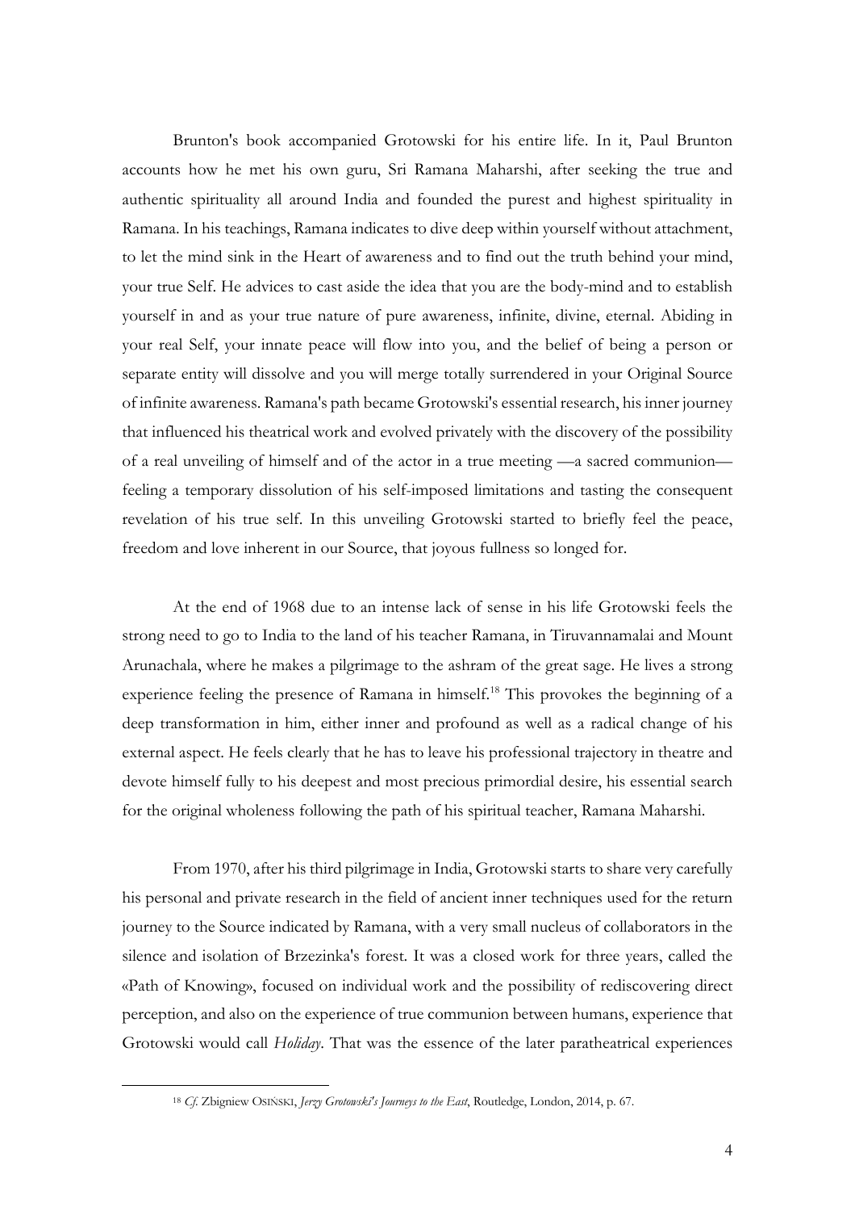Brunton's book accompanied Grotowski for his entire life. In it, Paul Brunton accounts how he met his own guru, Sri Ramana Maharshi, after seeking the true and authentic spirituality all around India and founded the purest and highest spirituality in Ramana. In his teachings, Ramana indicates to dive deep within yourself without attachment, to let the mind sink in the Heart of awareness and to find out the truth behind your mind, your true Self. He advices to cast aside the idea that you are the body-mind and to establish yourself in and as your true nature of pure awareness, infinite, divine, eternal. Abiding in your real Self, your innate peace will flow into you, and the belief of being a person or separate entity will dissolve and you will merge totally surrendered in your Original Source of infinite awareness. Ramana's path became Grotowski's essential research, his inner journey that influenced his theatrical work and evolved privately with the discovery of the possibility of a real unveiling of himself and of the actor in a true meeting —a sacred communion— feeling a temporary dissolution of his self-imposed limitations and tasting the consequent revelation of his true self. In this unveiling Grotowski started to briefly feel the peace, freedom and love inherent in our Source, that joyous fullness so longed for.

At the end of 1968 due to an intense lack of sense in his life Grotowski feels the strong need to go to India to the land of his teacher Ramana, in Tiruvannamalai and Mount Arunachala, where he makes a pilgrimage to the ashram of the great sage. He lives a strong experience feeling the presence of Ramana in himself.[18] This provokes the beginning of a deep transformation in him, either inner and profound as well as a radical change of his external aspect. He feels clearly that he has to leave his professional trajectory in theatre and devote himself fully to his deepest and most precious primordial desire, his essential search for the original wholeness following the path of his spiritual teacher, Ramana Maharshi.

From 1970, after his third pilgrimage in India, Grotowski starts to share very carefully his personal and private research in the field of ancient inner techniques used for the return journey to the Source indicated by Ramana, with a very small nucleus of collaborators in the silence and isolation of Brzezinka's forest. It was a closed work for three years, called the «Path of Knowing», focused on individual work and the possibility of rediscovering direct perception, and also on the experience of true communion between humans, experience that Grotowski would call *Holiday*. That was the essence of the later paratheatrical experiences

---

[18] *Cf.* Zbigniew OSIŃSKI, *Jerzy Grotowski's Journeys to the East*, Routledge, London, 2014, p. 67.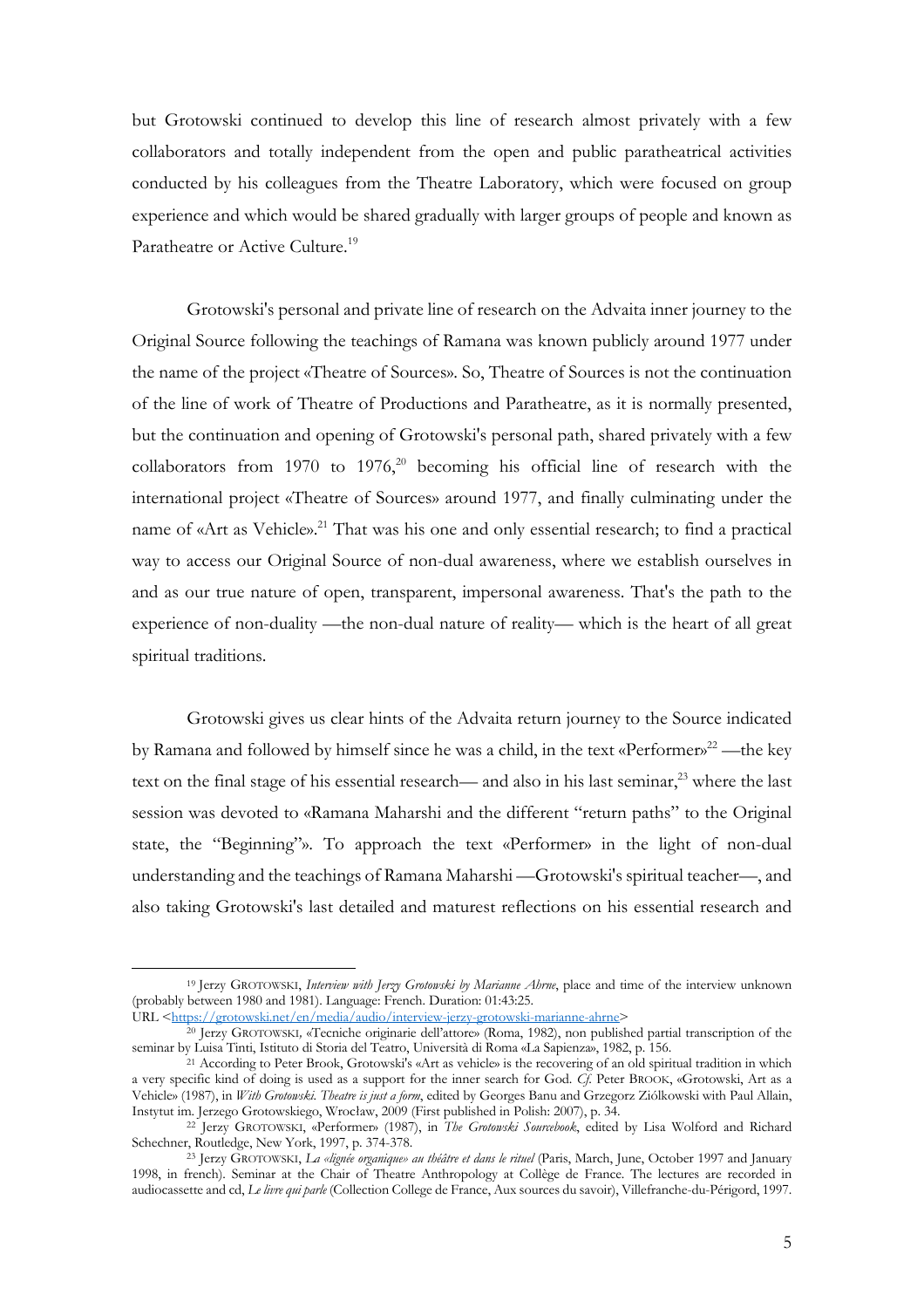but Grotowski continued to develop this line of research almost privately with a few collaborators and totally independent from the open and public paratheatrical activities conducted by his colleagues from the Theatre Laboratory, which were focused on group experience and which would be shared gradually with larger groups of people and known as Paratheatre or Active Culture.[19]

Grotowski's personal and private line of research on the Advaita inner journey to the Original Source following the teachings of Ramana was known publicly around 1977 under the name of the project «Theatre of Sources». So, Theatre of Sources is not the continuation of the line of work of Theatre of Productions and Paratheatre, as it is normally presented, but the continuation and opening of Grotowski's personal path, shared privately with a few collaborators from 1970 to 1976,[20] becoming his official line of research with the international project «Theatre of Sources» around 1977, and finally culminating under the name of «Art as Vehicle».[21] That was his one and only essential research; to find a practical way to access our Original Source of non-dual awareness, where we establish ourselves in and as our true nature of open, transparent, impersonal awareness. That's the path to the experience of non-duality —the non-dual nature of reality— which is the heart of all great spiritual traditions.

Grotowski gives us clear hints of the Advaita return journey to the Source indicated by Ramana and followed by himself since he was a child, in the text «Performer»[22] —the key text on the final stage of his essential research— and also in his last seminar,[23] where the last session was devoted to «Ramana Maharshi and the different "return paths" to the Original state, the "Beginning"». To approach the text «Performer» in the light of non-dual understanding and the teachings of Ramana Maharshi —Grotowski's spiritual teacher—, and also taking Grotowski's last detailed and maturest reflections on his essential research and

---

[19] Jerzy GROTOWSKI, *Interview with Jerzy Grotowski by Marianne Ahrne*, place and time of the interview unknown (probably between 1980 and 1981). Language: French. Duration: 01:43:25.
URL <https://grotowski.net/en/media/audio/interview-jerzy-grotowski-marianne-ahrne>

[20] Jerzy GROTOWSKI, «Tecniche originarie dell'attore» (Roma, 1982), non published partial transcription of the seminar by Luisa Tinti, Istituto di Storia del Teatro, Università di Roma «La Sapienza», 1982, p. 156.

[21] According to Peter Brook, Grotowski's «Art as vehicle» is the recovering of an old spiritual tradition in which a very specific kind of doing is used as a support for the inner search for God. *Cf.* Peter BROOK, «Grotowski, Art as a Vehicle» (1987), in *With Grotowski. Theatre is just a form*, edited by Georges Banu and Grzegorz Ziólkowski with Paul Allain, Instytut im. Jerzego Grotowskiego, Wrocław, 2009 (First published in Polish: 2007), p. 34.

[22] Jerzy GROTOWSKI, «Performer» (1987), in *The Grotowski Sourcebook*, edited by Lisa Wolford and Richard Schechner, Routledge, New York, 1997, p. 374-378.

[23] Jerzy GROTOWSKI, *La «lignée organique» au théâtre et dans le rituel* (Paris, March, June, October 1997 and January 1998, in french). Seminar at the Chair of Theatre Anthropology at Collège de France. The lectures are recorded in audiocassette and cd, *Le livre qui parle* (Collection College de France, Aux sources du savoir), Villefranche-du-Périgord, 1997.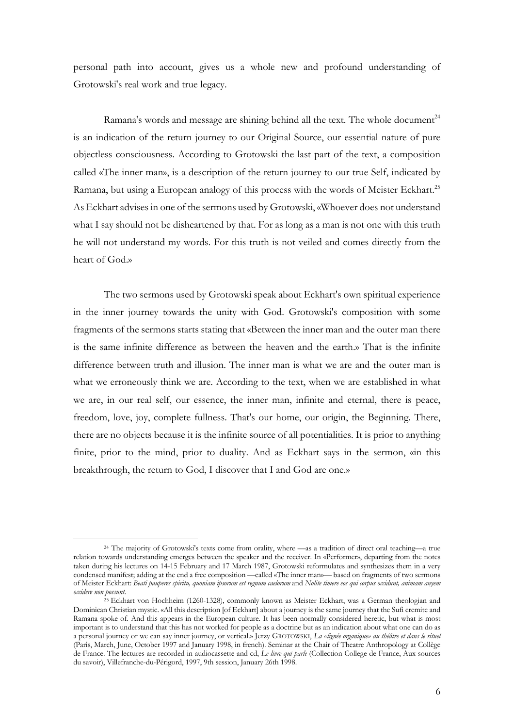personal path into account, gives us a whole new and profound understanding of Grotowski's real work and true legacy.

Ramana's words and message are shining behind all the text. The whole document[24] is an indication of the return journey to our Original Source, our essential nature of pure objectless consciousness. According to Grotowski the last part of the text, a composition called «The inner man», is a description of the return journey to our true Self, indicated by Ramana, but using a European analogy of this process with the words of Meister Eckhart.[25] As Eckhart advises in one of the sermons used by Grotowski, «Whoever does not understand what I say should not be disheartened by that. For as long as a man is not one with this truth he will not understand my words. For this truth is not veiled and comes directly from the heart of God.»

The two sermons used by Grotowski speak about Eckhart's own spiritual experience in the inner journey towards the unity with God. Grotowski's composition with some fragments of the sermons starts stating that «Between the inner man and the outer man there is the same infinite difference as between the heaven and the earth.» That is the infinite difference between truth and illusion. The inner man is what we are and the outer man is what we erroneously think we are. According to the text, when we are established in what we are, in our real self, our essence, the inner man, infinite and eternal, there is peace, freedom, love, joy, complete fullness. That's our home, our origin, the Beginning. There, there are no objects because it is the infinite source of all potentialities. It is prior to anything finite, prior to the mind, prior to duality. And as Eckhart says in the sermon, «in this breakthrough, the return to God, I discover that I and God are one.»

---

[24] The majority of Grotowski's texts come from orality, where —as a tradition of direct oral teaching—a true relation towards understanding emerges between the speaker and the receiver. In «Performer», departing from the notes taken during his lectures on 14-15 February and 17 March 1987, Grotowski reformulates and synthesizes them in a very condensed manifest; adding at the end a free composition —called «The inner man»— based on fragments of two sermons of Meister Eckhart: *Beati pauperes spiritu, quoniam ipsorum est regnum caelorum* and *Nolite timere eos qui corpus occidunt, animam auyem occidere non possunt*.

[25] Eckhart von Hochheim (1260-1328), commonly known as Meister Eckhart, was a German theologian and Dominican Christian mystic. «All this description [of Eckhart] about a journey is the same journey that the Sufi eremite and Ramana spoke of. And this appears in the European culture. It has been normally considered heretic, but what is most important is to understand that this has not worked for people as a doctrine but as an indication about what one can do as a personal journey or we can say inner journey, or vertical.» Jerzy GROTOWSKI, *La «lignée organique» au théâtre et dans le rituel* (Paris, March, June, October 1997 and January 1998, in french). Seminar at the Chair of Theatre Anthropology at Collège de France. The lectures are recorded in audiocassette and cd, *Le livre qui parle* (Collection College de France, Aux sources du savoir), Villefranche-du-Périgord, 1997, 9th session, January 26th 1998.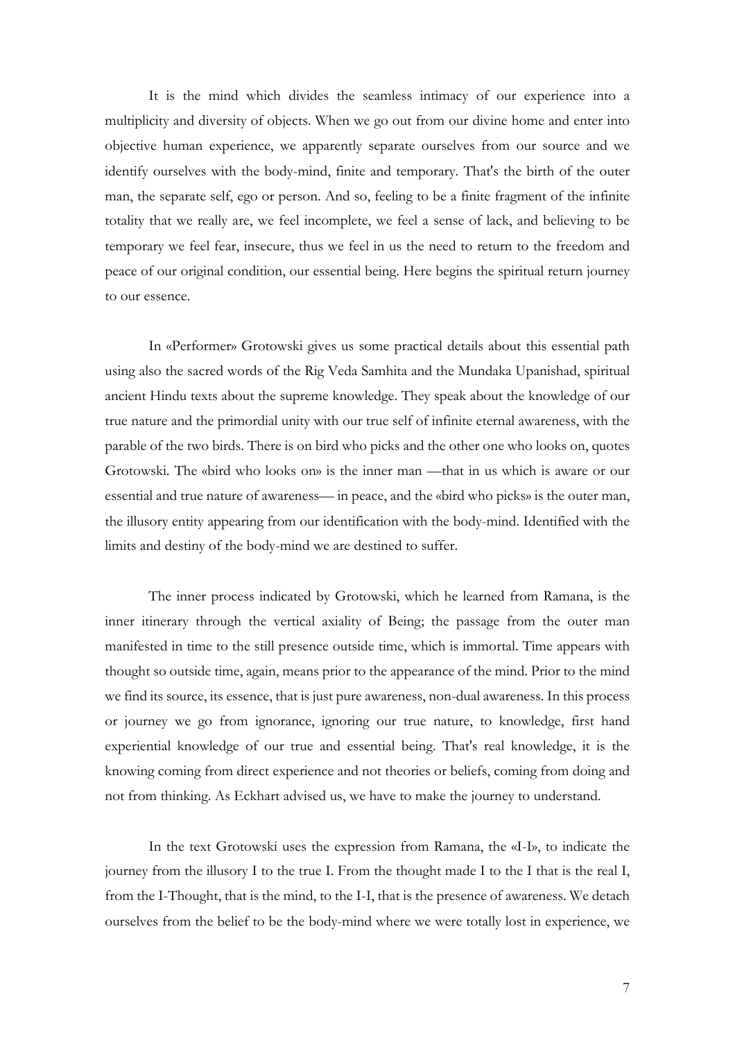It is the mind which divides the seamless intimacy of our experience into a multiplicity and diversity of objects. When we go out from our divine home and enter into objective human experience, we apparently separate ourselves from our source and we identify ourselves with the body-mind, finite and temporary. That's the birth of the outer man, the separate self, ego or person. And so, feeling to be a finite fragment of the infinite totality that we really are, we feel incomplete, we feel a sense of lack, and believing to be temporary we feel fear, insecure, thus we feel in us the need to return to the freedom and peace of our original condition, our essential being. Here begins the spiritual return journey to our essence.

In «Performer» Grotowski gives us some practical details about this essential path using also the sacred words of the Rig Veda Samhita and the Mundaka Upanishad, spiritual ancient Hindu texts about the supreme knowledge. They speak about the knowledge of our true nature and the primordial unity with our true self of infinite eternal awareness, with the parable of the two birds. There is on bird who picks and the other one who looks on, quotes Grotowski. The «bird who looks on» is the inner man —that in us which is aware or our essential and true nature of awareness— in peace, and the «bird who picks» is the outer man, the illusory entity appearing from our identification with the body-mind. Identified with the limits and destiny of the body-mind we are destined to suffer.

The inner process indicated by Grotowski, which he learned from Ramana, is the inner itinerary through the vertical axiality of Being; the passage from the outer man manifested in time to the still presence outside time, which is immortal. Time appears with thought so outside time, again, means prior to the appearance of the mind. Prior to the mind we find its source, its essence, that is just pure awareness, non-dual awareness. In this process or journey we go from ignorance, ignoring our true nature, to knowledge, first hand experiential knowledge of our true and essential being. That's real knowledge, it is the knowing coming from direct experience and not theories or beliefs, coming from doing and not from thinking. As Eckhart advised us, we have to make the journey to understand.

In the text Grotowski uses the expression from Ramana, the «I-I», to indicate the journey from the illusory I to the true I. From the thought made I to the I that is the real I, from the I-Thought, that is the mind, to the I-I, that is the presence of awareness. We detach ourselves from the belief to be the body-mind where we were totally lost in experience, we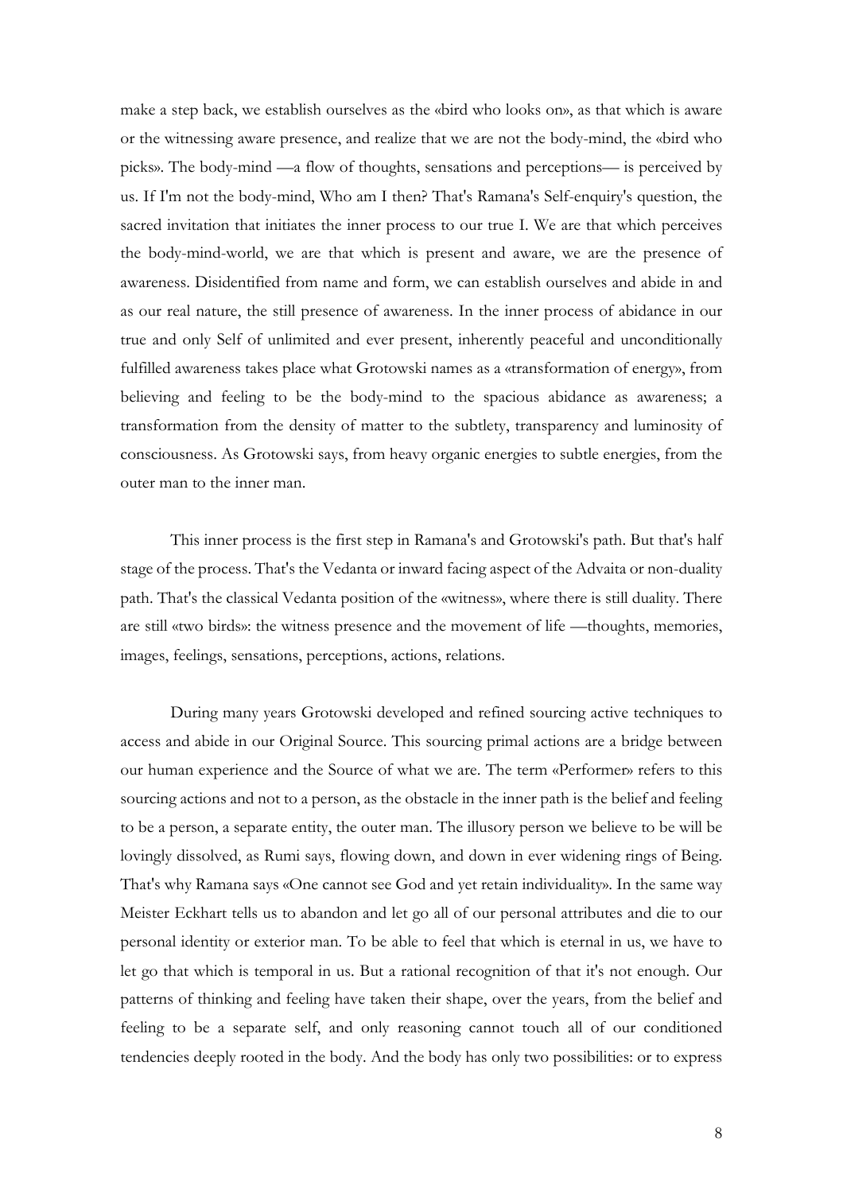make a step back, we establish ourselves as the «bird who looks on», as that which is aware or the witnessing aware presence, and realize that we are not the body-mind, the «bird who picks». The body-mind —a flow of thoughts, sensations and perceptions— is perceived by us. If I'm not the body-mind, Who am I then? That's Ramana's Self-enquiry's question, the sacred invitation that initiates the inner process to our true I. We are that which perceives the body-mind-world, we are that which is present and aware, we are the presence of awareness. Disidentified from name and form, we can establish ourselves and abide in and as our real nature, the still presence of awareness. In the inner process of abidance in our true and only Self of unlimited and ever present, inherently peaceful and unconditionally fulfilled awareness takes place what Grotowski names as a «transformation of energy», from believing and feeling to be the body-mind to the spacious abidance as awareness; a transformation from the density of matter to the subtlety, transparency and luminosity of consciousness. As Grotowski says, from heavy organic energies to subtle energies, from the outer man to the inner man.

This inner process is the first step in Ramana's and Grotowski's path. But that's half stage of the process. That's the Vedanta or inward facing aspect of the Advaita or non-duality path. That's the classical Vedanta position of the «witness», where there is still duality. There are still «two birds»: the witness presence and the movement of life —thoughts, memories, images, feelings, sensations, perceptions, actions, relations.

During many years Grotowski developed and refined sourcing active techniques to access and abide in our Original Source. This sourcing primal actions are a bridge between our human experience and the Source of what we are. The term «Performer» refers to this sourcing actions and not to a person, as the obstacle in the inner path is the belief and feeling to be a person, a separate entity, the outer man. The illusory person we believe to be will be lovingly dissolved, as Rumi says, flowing down, and down in ever widening rings of Being. That's why Ramana says «One cannot see God and yet retain individuality». In the same way Meister Eckhart tells us to abandon and let go all of our personal attributes and die to our personal identity or exterior man. To be able to feel that which is eternal in us, we have to let go that which is temporal in us. But a rational recognition of that it's not enough. Our patterns of thinking and feeling have taken their shape, over the years, from the belief and feeling to be a separate self, and only reasoning cannot touch all of our conditioned tendencies deeply rooted in the body. And the body has only two possibilities: or to express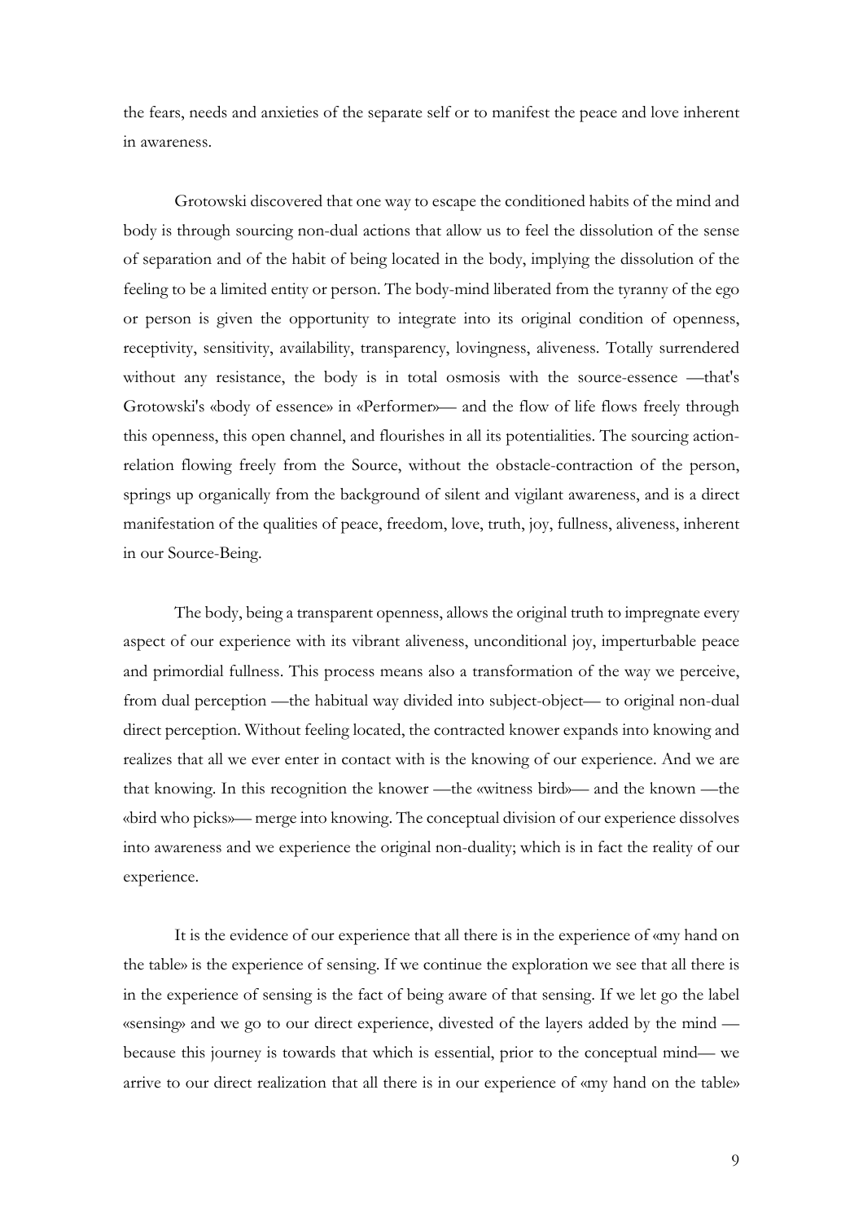the fears, needs and anxieties of the separate self or to manifest the peace and love inherent in awareness.

Grotowski discovered that one way to escape the conditioned habits of the mind and body is through sourcing non-dual actions that allow us to feel the dissolution of the sense of separation and of the habit of being located in the body, implying the dissolution of the feeling to be a limited entity or person. The body-mind liberated from the tyranny of the ego or person is given the opportunity to integrate into its original condition of openness, receptivity, sensitivity, availability, transparency, lovingness, aliveness. Totally surrendered without any resistance, the body is in total osmosis with the source-essence —that's Grotowski's «body of essence» in «Performer»— and the flow of life flows freely through this openness, this open channel, and flourishes in all its potentialities. The sourcing action-relation flowing freely from the Source, without the obstacle-contraction of the person, springs up organically from the background of silent and vigilant awareness, and is a direct manifestation of the qualities of peace, freedom, love, truth, joy, fullness, aliveness, inherent in our Source-Being.

The body, being a transparent openness, allows the original truth to impregnate every aspect of our experience with its vibrant aliveness, unconditional joy, imperturbable peace and primordial fullness. This process means also a transformation of the way we perceive, from dual perception —the habitual way divided into subject-object— to original non-dual direct perception. Without feeling located, the contracted knower expands into knowing and realizes that all we ever enter in contact with is the knowing of our experience. And we are that knowing. In this recognition the knower —the «witness bird»— and the known —the «bird who picks»— merge into knowing. The conceptual division of our experience dissolves into awareness and we experience the original non-duality; which is in fact the reality of our experience.

It is the evidence of our experience that all there is in the experience of «my hand on the table» is the experience of sensing. If we continue the exploration we see that all there is in the experience of sensing is the fact of being aware of that sensing. If we let go the label «sensing» and we go to our direct experience, divested of the layers added by the mind —because this journey is towards that which is essential, prior to the conceptual mind— we arrive to our direct realization that all there is in our experience of «my hand on the table»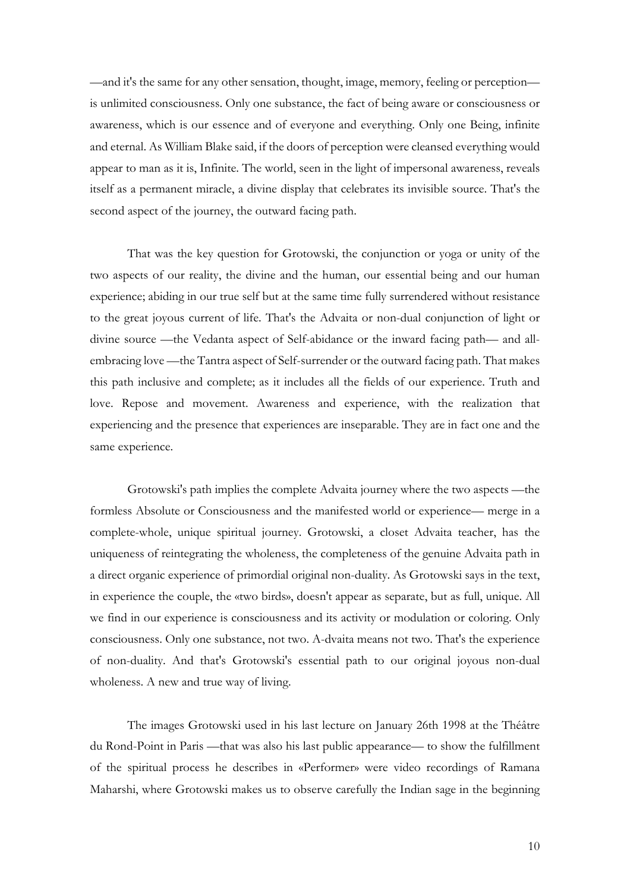—and it's the same for any other sensation, thought, image, memory, feeling or perception— is unlimited consciousness. Only one substance, the fact of being aware or consciousness or awareness, which is our essence and of everyone and everything. Only one Being, infinite and eternal. As William Blake said, if the doors of perception were cleansed everything would appear to man as it is, Infinite. The world, seen in the light of impersonal awareness, reveals itself as a permanent miracle, a divine display that celebrates its invisible source. That's the second aspect of the journey, the outward facing path.

That was the key question for Grotowski, the conjunction or yoga or unity of the two aspects of our reality, the divine and the human, our essential being and our human experience; abiding in our true self but at the same time fully surrendered without resistance to the great joyous current of life. That's the Advaita or non-dual conjunction of light or divine source —the Vedanta aspect of Self-abidance or the inward facing path— and all-embracing love —the Tantra aspect of Self-surrender or the outward facing path. That makes this path inclusive and complete; as it includes all the fields of our experience. Truth and love. Repose and movement. Awareness and experience, with the realization that experiencing and the presence that experiences are inseparable. They are in fact one and the same experience.

Grotowski's path implies the complete Advaita journey where the two aspects —the formless Absolute or Consciousness and the manifested world or experience— merge in a complete-whole, unique spiritual journey. Grotowski, a closet Advaita teacher, has the uniqueness of reintegrating the wholeness, the completeness of the genuine Advaita path in a direct organic experience of primordial original non-duality. As Grotowski says in the text, in experience the couple, the «two birds», doesn't appear as separate, but as full, unique. All we find in our experience is consciousness and its activity or modulation or coloring. Only consciousness. Only one substance, not two. A-dvaita means not two. That's the experience of non-duality. And that's Grotowski's essential path to our original joyous non-dual wholeness. A new and true way of living.

The images Grotowski used in his last lecture on January 26th 1998 at the Théâtre du Rond-Point in Paris —that was also his last public appearance— to show the fulfillment of the spiritual process he describes in «Performer» were video recordings of Ramana Maharshi, where Grotowski makes us to observe carefully the Indian sage in the beginning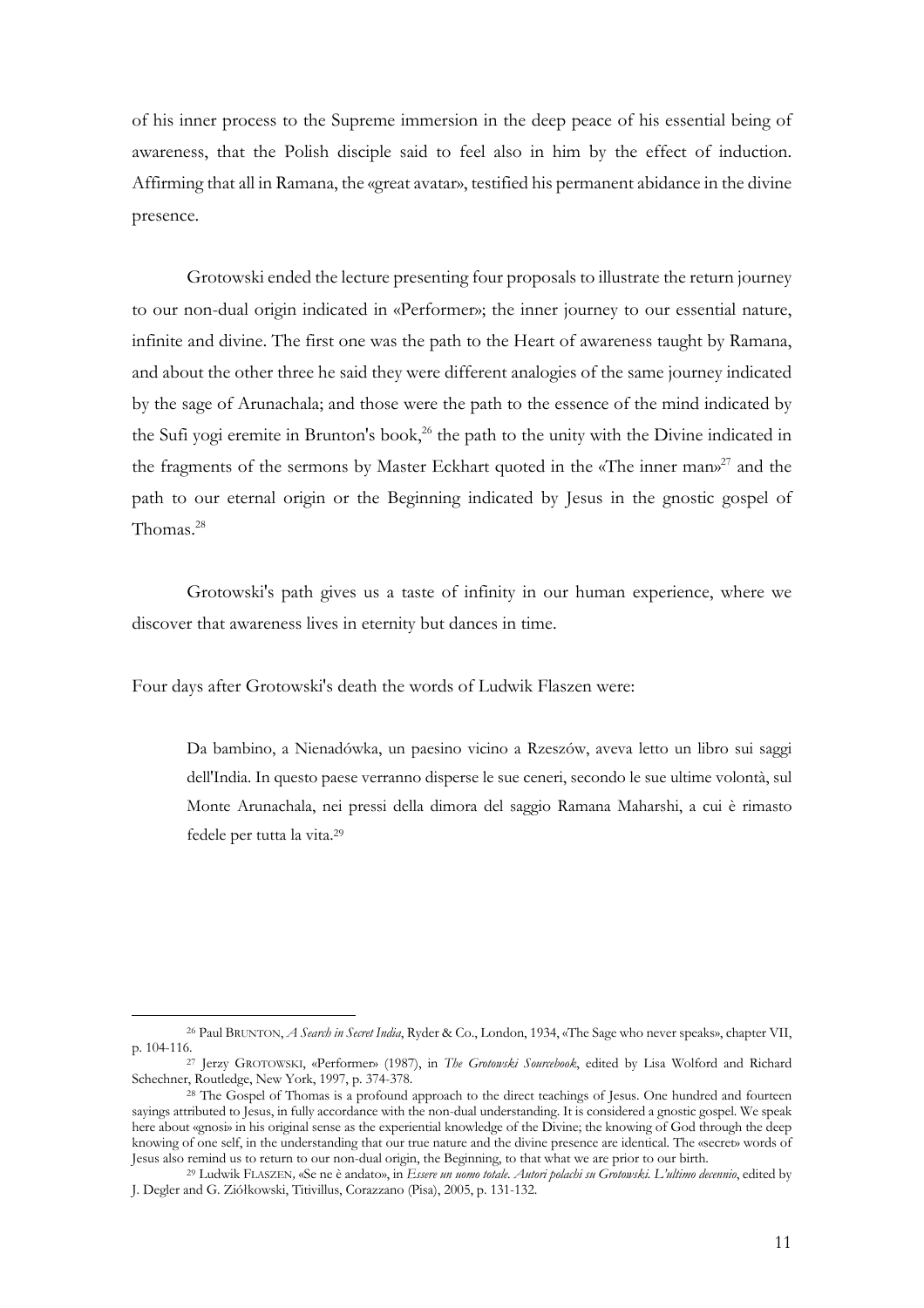of his inner process to the Supreme immersion in the deep peace of his essential being of awareness, that the Polish disciple said to feel also in him by the effect of induction. Affirming that all in Ramana, the «great avatar», testified his permanent abidance in the divine presence.

Grotowski ended the lecture presenting four proposals to illustrate the return journey to our non-dual origin indicated in «Performer»; the inner journey to our essential nature, infinite and divine. The first one was the path to the Heart of awareness taught by Ramana, and about the other three he said they were different analogies of the same journey indicated by the sage of Arunachala; and those were the path to the essence of the mind indicated by the Sufi yogi eremite in Brunton's book,[26] the path to the unity with the Divine indicated in the fragments of the sermons by Master Eckhart quoted in the «The inner man»[27] and the path to our eternal origin or the Beginning indicated by Jesus in the gnostic gospel of Thomas.[28]

Grotowski's path gives us a taste of infinity in our human experience, where we discover that awareness lives in eternity but dances in time.

Four days after Grotowski's death the words of Ludwik Flaszen were:

> Da bambino, a Nienadówka, un paesino vicino a Rzeszów, aveva letto un libro sui saggi dell'India. In questo paese verranno disperse le sue ceneri, secondo le sue ultime volontà, sul Monte Arunachala, nei pressi della dimora del saggio Ramana Maharshi, a cui è rimasto fedele per tutta la vita.[29]

---

[26] Paul BRUNTON, *A Search in Secret India*, Ryder & Co., London, 1934, «The Sage who never speaks», chapter VII, p. 104-116.

[27] Jerzy GROTOWSKI, «Performer» (1987), in *The Grotowski Sourcebook*, edited by Lisa Wolford and Richard Schechner, Routledge, New York, 1997, p. 374-378.

[28] The Gospel of Thomas is a profound approach to the direct teachings of Jesus. One hundred and fourteen sayings attributed to Jesus, in fully accordance with the non-dual understanding. It is considered a gnostic gospel. We speak here about «gnosi» in his original sense as the experiential knowledge of the Divine; the knowing of God through the deep knowing of one self, in the understanding that our true nature and the divine presence are identical. The «secret» words of Jesus also remind us to return to our non-dual origin, the Beginning, to that what we are prior to our birth.

[29] Ludwik FLASZEN, «Se ne è andato», in *Essere un uomo totale. Autori polachi su Grotowski. L'ultimo decennio*, edited by J. Degler and G. Ziółkowski, Titivillus, Corazzano (Pisa), 2005, p. 131-132.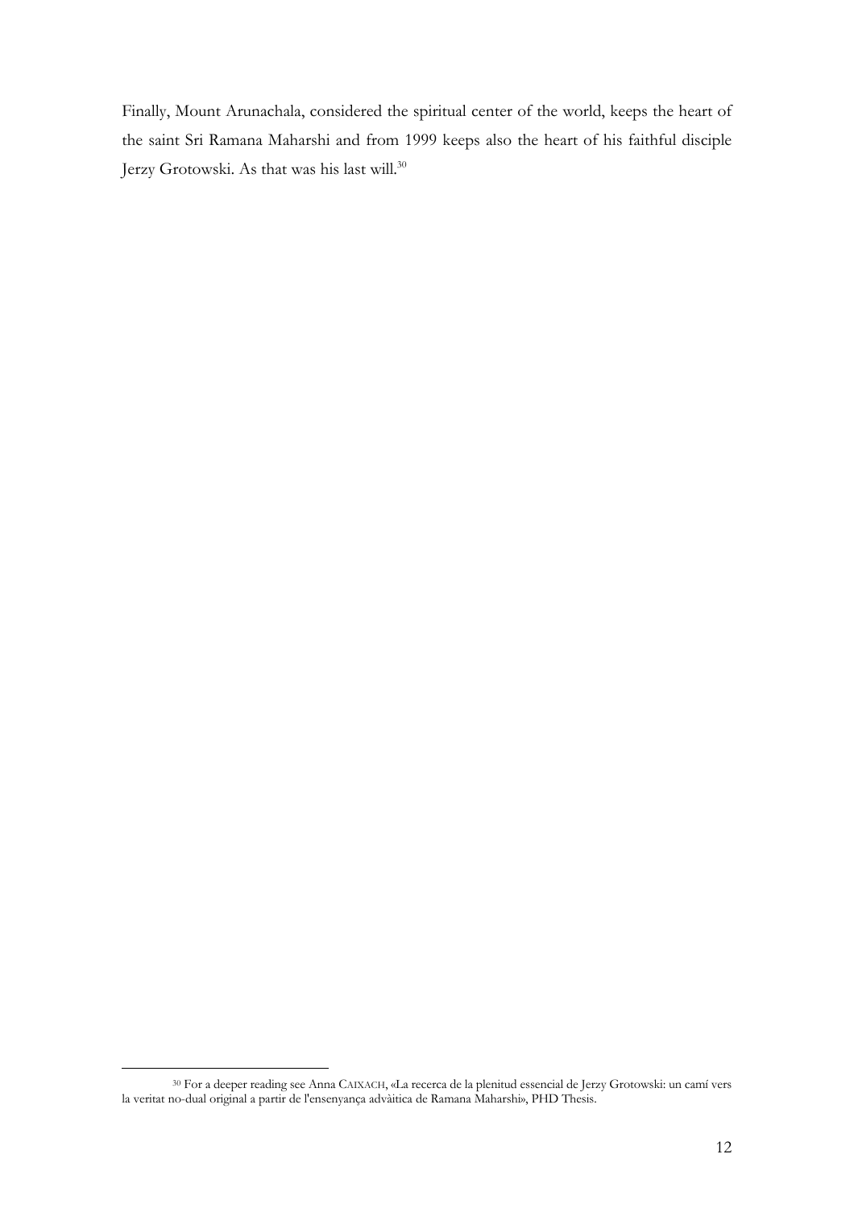Finally, Mount Arunachala, considered the spiritual center of the world, keeps the heart of the saint Sri Ramana Maharshi and from 1999 keeps also the heart of his faithful disciple Jerzy Grotowski. As that was his last will.[30]

[30] For a deeper reading see Anna CAIXACH, «La recerca de la plenitud essencial de Jerzy Grotowski: un camí vers la veritat no-dual original a partir de l'ensenyança advàitica de Ramana Maharshi», PHD Thesis.